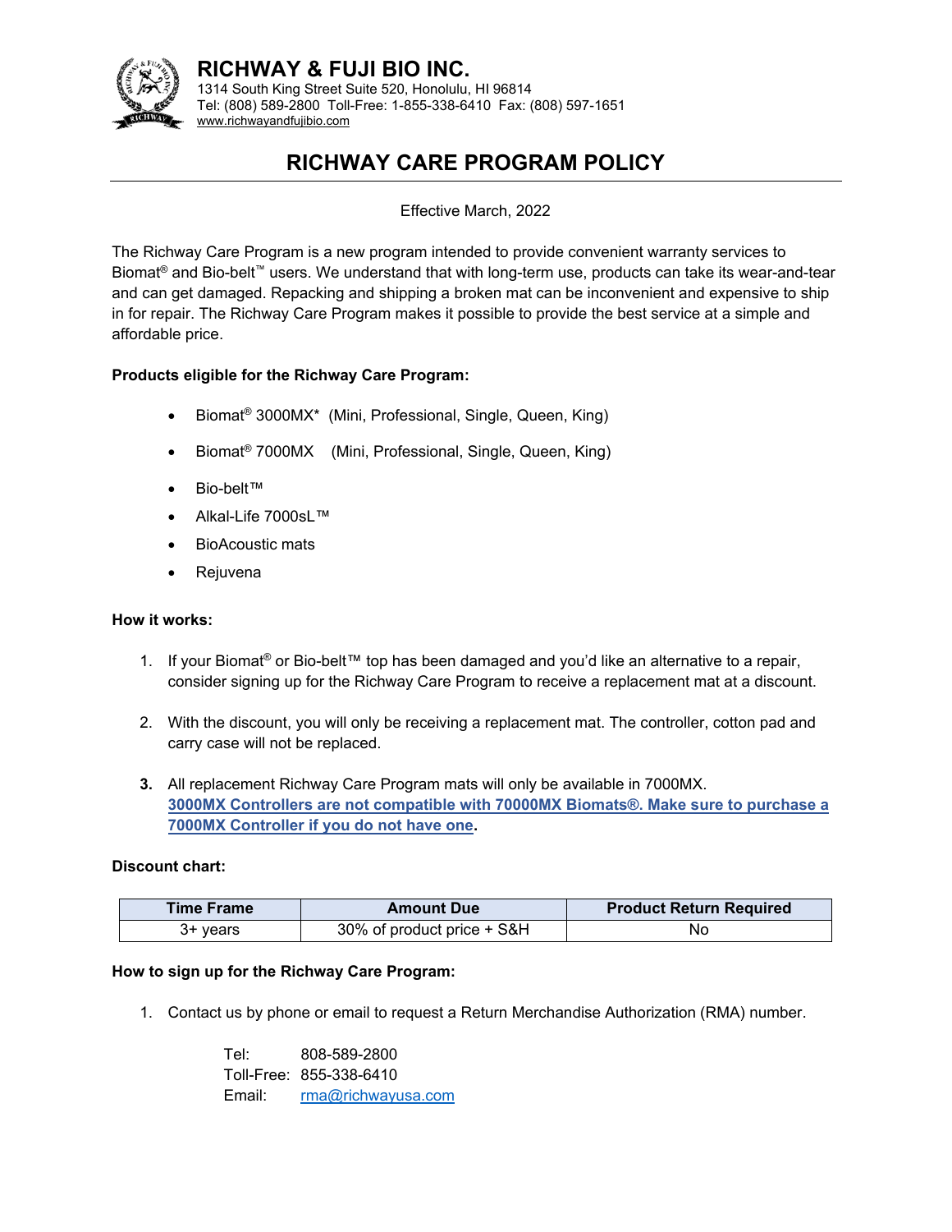# RICHWAY & FUJI BIO INC.

1314 South King Street Suite 520, Honolulu, HI 96814
Tel: (808) 589-2800 Toll-Free: 1-855-338-6410 Fax: (808) 597-1651
www.richwayandfujibio.com

## RICHWAY CARE PROGRAM POLICY

Effective March, 2022

The Richway Care Program is a new program intended to provide convenient warranty services to Biomat® and Bio-belt™ users. We understand that with long-term use, products can take its wear-and-tear and can get damaged. Repacking and shipping a broken mat can be inconvenient and expensive to ship in for repair. The Richway Care Program makes it possible to provide the best service at a simple and affordable price.

**Products eligible for the Richway Care Program:**

- Biomat® 3000MX* (Mini, Professional, Single, Queen, King)
- Biomat® 7000MX (Mini, Professional, Single, Queen, King)
- Bio-belt™
- Alkal-Life 7000sL™
- BioAcoustic mats
- Rejuvena

**How it works:**

1. If your Biomat® or Bio-belt™ top has been damaged and you'd like an alternative to a repair, consider signing up for the Richway Care Program to receive a replacement mat at a discount.
2. With the discount, you will only be receiving a replacement mat. The controller, cotton pad and carry case will not be replaced.
3. All replacement Richway Care Program mats will only be available in 7000MX. **3000MX Controllers are not compatible with 70000MX Biomats®. Make sure to purchase a 7000MX Controller if you do not have one.**

**Discount chart:**

| Time Frame | Amount Due | Product Return Required |
|---|---|---|
| 3+ years | 30% of product price + S&H | No |

**How to sign up for the Richway Care Program:**

1. Contact us by phone or email to request a Return Merchandise Authorization (RMA) number.

   Tel: 808-589-2800
   Toll-Free: 855-338-6410
   Email: rma@richwayusa.com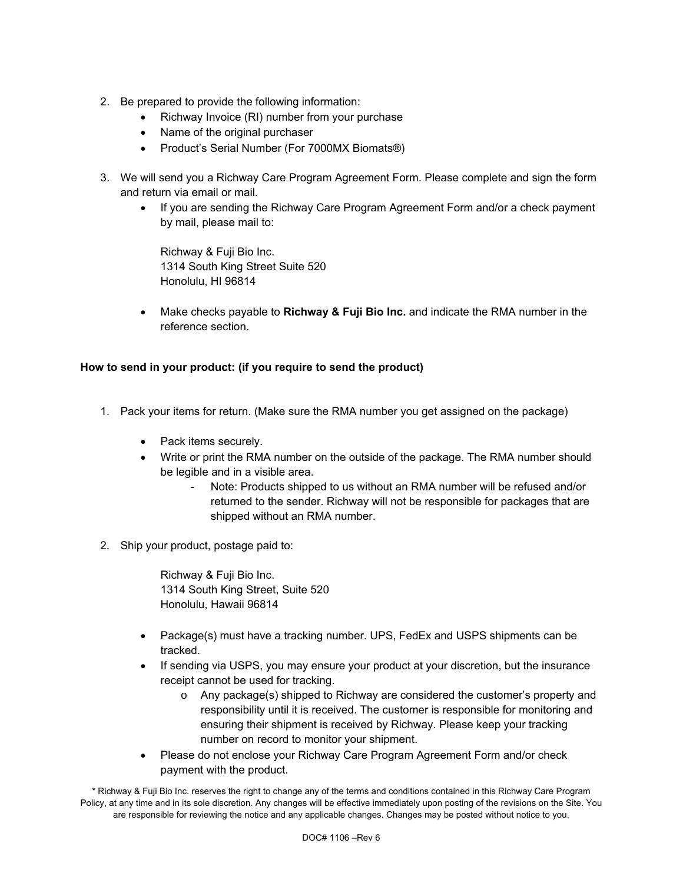2. Be prepared to provide the following information:
    - Richway Invoice (RI) number from your purchase
    - Name of the original purchaser
    - Product's Serial Number (For 7000MX Biomats®)

3. We will send you a Richway Care Program Agreement Form. Please complete and sign the form and return via email or mail.
    - If you are sending the Richway Care Program Agreement Form and/or a check payment by mail, please mail to:

      Richway & Fuji Bio Inc.
      1314 South King Street Suite 520
      Honolulu, HI 96814

    - Make checks payable to **Richway & Fuji Bio Inc.** and indicate the RMA number in the reference section.

**How to send in your product: (if you require to send the product)**

1. Pack your items for return. (Make sure the RMA number you get assigned on the package)

    - Pack items securely.
    - Write or print the RMA number on the outside of the package. The RMA number should be legible and in a visible area.
        - Note: Products shipped to us without an RMA number will be refused and/or returned to the sender. Richway will not be responsible for packages that are shipped without an RMA number.

2. Ship your product, postage paid to:

      Richway & Fuji Bio Inc.
      1314 South King Street, Suite 520
      Honolulu, Hawaii 96814

    - Package(s) must have a tracking number. UPS, FedEx and USPS shipments can be tracked.
    - If sending via USPS, you may ensure your product at your discretion, but the insurance receipt cannot be used for tracking.
        - Any package(s) shipped to Richway are considered the customer's property and responsibility until it is received. The customer is responsible for monitoring and ensuring their shipment is received by Richway. Please keep your tracking number on record to monitor your shipment.
    - Please do not enclose your Richway Care Program Agreement Form and/or check payment with the product.

* Richway & Fuji Bio Inc. reserves the right to change any of the terms and conditions contained in this Richway Care Program Policy, at any time and in its sole discretion. Any changes will be effective immediately upon posting of the revisions on the Site. You are responsible for reviewing the notice and any applicable changes. Changes may be posted without notice to you.

DOC# 1106 –Rev 6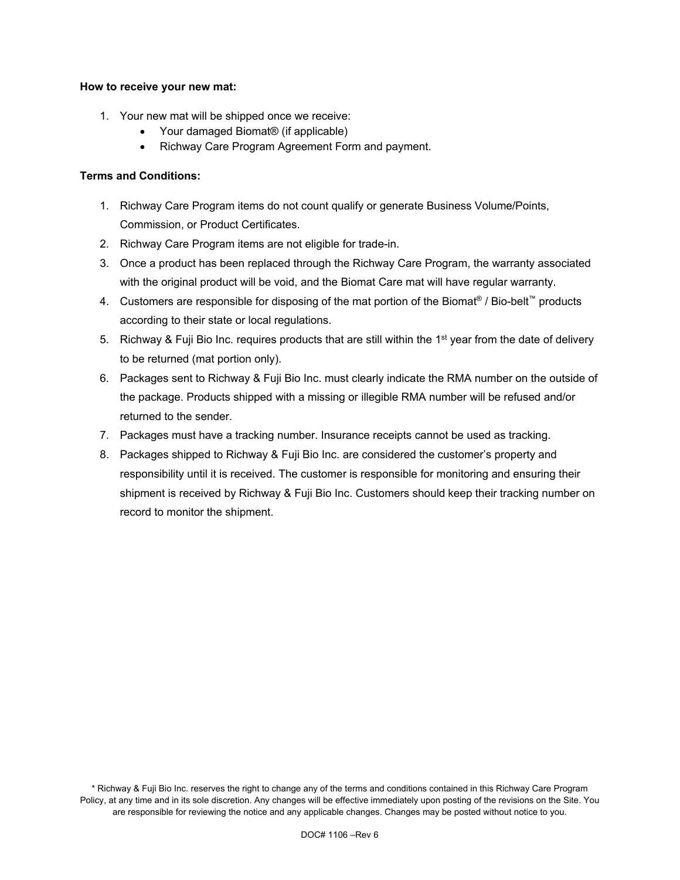**How to receive your new mat:**

1. Your new mat will be shipped once we receive:
   - Your damaged Biomat® (if applicable)
   - Richway Care Program Agreement Form and payment.

**Terms and Conditions:**

1. Richway Care Program items do not count qualify or generate Business Volume/Points, Commission, or Product Certificates.
2. Richway Care Program items are not eligible for trade-in.
3. Once a product has been replaced through the Richway Care Program, the warranty associated with the original product will be void, and the Biomat Care mat will have regular warranty.
4. Customers are responsible for disposing of the mat portion of the Biomat® / Bio-belt™ products according to their state or local regulations.
5. Richway & Fuji Bio Inc. requires products that are still within the 1st year from the date of delivery to be returned (mat portion only).
6. Packages sent to Richway & Fuji Bio Inc. must clearly indicate the RMA number on the outside of the package. Products shipped with a missing or illegible RMA number will be refused and/or returned to the sender.
7. Packages must have a tracking number. Insurance receipts cannot be used as tracking.
8. Packages shipped to Richway & Fuji Bio Inc. are considered the customer's property and responsibility until it is received. The customer is responsible for monitoring and ensuring their shipment is received by Richway & Fuji Bio Inc. Customers should keep their tracking number on record to monitor the shipment.

* Richway & Fuji Bio Inc. reserves the right to change any of the terms and conditions contained in this Richway Care Program Policy, at any time and in its sole discretion. Any changes will be effective immediately upon posting of the revisions on the Site. You are responsible for reviewing the notice and any applicable changes. Changes may be posted without notice to you.

DOC# 1106 –Rev 6